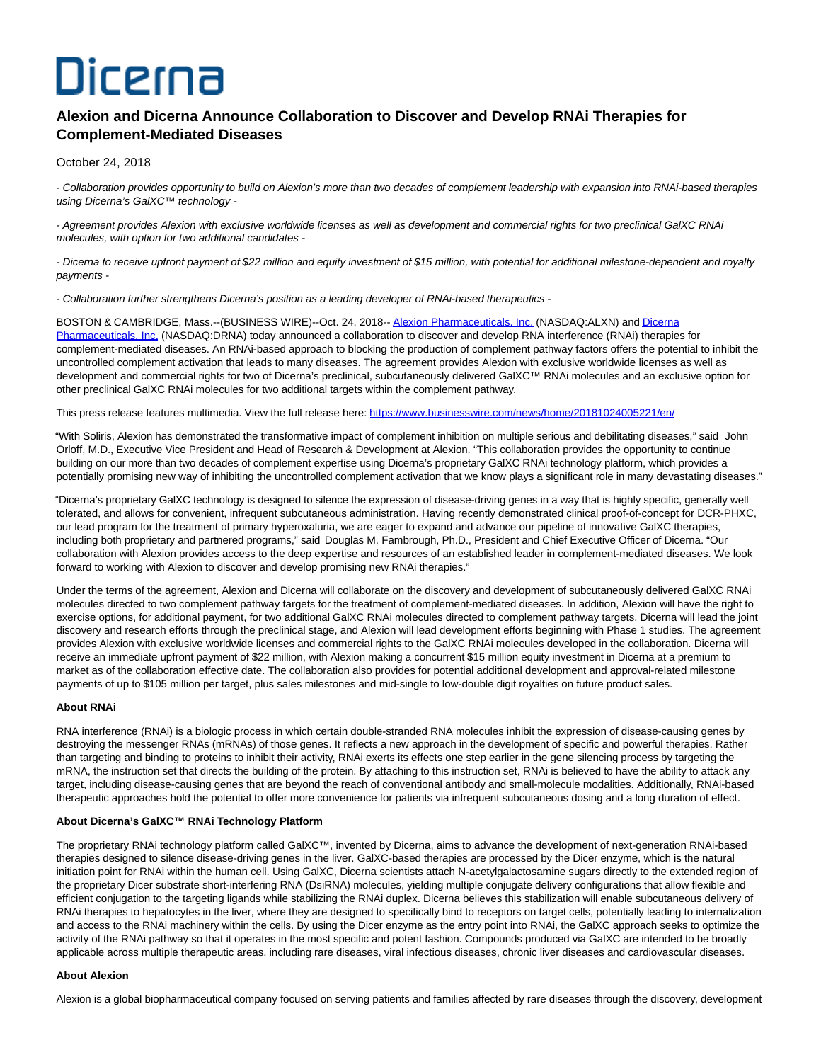# Dicerna

## Alexion and Dicerna Announce Collaboration to Discover and Develop RNAi Therapies for Complement-Mediated Diseases

October 24, 2018

*- Collaboration provides opportunity to build on Alexion's more than two decades of complement leadership with expansion into RNAi-based therapies using Dicerna's GalXC™ technology -*

*- Agreement provides Alexion with exclusive worldwide licenses as well as development and commercial rights for two preclinical GalXC RNAi molecules, with option for two additional candidates -*

*- Dicerna to receive upfront payment of $22 million and equity investment of $15 million, with potential for additional milestone-dependent and royalty payments -*

*- Collaboration further strengthens Dicerna's position as a leading developer of RNAi-based therapeutics -*

BOSTON & CAMBRIDGE, Mass.--(BUSINESS WIRE)--Oct. 24, 2018-- Alexion Pharmaceuticals, Inc. (NASDAQ:ALXN) and Dicerna Pharmaceuticals, Inc. (NASDAQ:DRNA) today announced a collaboration to discover and develop RNA interference (RNAi) therapies for complement-mediated diseases. An RNAi-based approach to blocking the production of complement pathway factors offers the potential to inhibit the uncontrolled complement activation that leads to many diseases. The agreement provides Alexion with exclusive worldwide licenses as well as development and commercial rights for two of Dicerna's preclinical, subcutaneously delivered GalXC™ RNAi molecules and an exclusive option for other preclinical GalXC RNAi molecules for two additional targets within the complement pathway.

This press release features multimedia. View the full release here: https://www.businesswire.com/news/home/20181024005221/en/

"With Soliris, Alexion has demonstrated the transformative impact of complement inhibition on multiple serious and debilitating diseases," said John Orloff, M.D., Executive Vice President and Head of Research & Development at Alexion. "This collaboration provides the opportunity to continue building on our more than two decades of complement expertise using Dicerna's proprietary GalXC RNAi technology platform, which provides a potentially promising new way of inhibiting the uncontrolled complement activation that we know plays a significant role in many devastating diseases."

"Dicerna's proprietary GalXC technology is designed to silence the expression of disease-driving genes in a way that is highly specific, generally well tolerated, and allows for convenient, infrequent subcutaneous administration. Having recently demonstrated clinical proof-of-concept for DCR-PHXC, our lead program for the treatment of primary hyperoxaluria, we are eager to expand and advance our pipeline of innovative GalXC therapies, including both proprietary and partnered programs," said Douglas M. Fambrough, Ph.D., President and Chief Executive Officer of Dicerna. "Our collaboration with Alexion provides access to the deep expertise and resources of an established leader in complement-mediated diseases. We look forward to working with Alexion to discover and develop promising new RNAi therapies."

Under the terms of the agreement, Alexion and Dicerna will collaborate on the discovery and development of subcutaneously delivered GalXC RNAi molecules directed to two complement pathway targets for the treatment of complement-mediated diseases. In addition, Alexion will have the right to exercise options, for additional payment, for two additional GalXC RNAi molecules directed to complement pathway targets. Dicerna will lead the joint discovery and research efforts through the preclinical stage, and Alexion will lead development efforts beginning with Phase 1 studies. The agreement provides Alexion with exclusive worldwide licenses and commercial rights to the GalXC RNAi molecules developed in the collaboration. Dicerna will receive an immediate upfront payment of $22 million, with Alexion making a concurrent $15 million equity investment in Dicerna at a premium to market as of the collaboration effective date. The collaboration also provides for potential additional development and approval-related milestone payments of up to $105 million per target, plus sales milestones and mid-single to low-double digit royalties on future product sales.

**About RNAi**

RNA interference (RNAi) is a biologic process in which certain double-stranded RNA molecules inhibit the expression of disease-causing genes by destroying the messenger RNAs (mRNAs) of those genes. It reflects a new approach in the development of specific and powerful therapies. Rather than targeting and binding to proteins to inhibit their activity, RNAi exerts its effects one step earlier in the gene silencing process by targeting the mRNA, the instruction set that directs the building of the protein. By attaching to this instruction set, RNAi is believed to have the ability to attack any target, including disease-causing genes that are beyond the reach of conventional antibody and small-molecule modalities. Additionally, RNAi-based therapeutic approaches hold the potential to offer more convenience for patients via infrequent subcutaneous dosing and a long duration of effect.

**About Dicerna's GalXC™ RNAi Technology Platform**

The proprietary RNAi technology platform called GalXC™, invented by Dicerna, aims to advance the development of next-generation RNAi-based therapies designed to silence disease-driving genes in the liver. GalXC-based therapies are processed by the Dicer enzyme, which is the natural initiation point for RNAi within the human cell. Using GalXC, Dicerna scientists attach N-acetylgalactosamine sugars directly to the extended region of the proprietary Dicer substrate short-interfering RNA (DsiRNA) molecules, yielding multiple conjugate delivery configurations that allow flexible and efficient conjugation to the targeting ligands while stabilizing the RNAi duplex. Dicerna believes this stabilization will enable subcutaneous delivery of RNAi therapies to hepatocytes in the liver, where they are designed to specifically bind to receptors on target cells, potentially leading to internalization and access to the RNAi machinery within the cells. By using the Dicer enzyme as the entry point into RNAi, the GalXC approach seeks to optimize the activity of the RNAi pathway so that it operates in the most specific and potent fashion. Compounds produced via GalXC are intended to be broadly applicable across multiple therapeutic areas, including rare diseases, viral infectious diseases, chronic liver diseases and cardiovascular diseases.

**About Alexion**

Alexion is a global biopharmaceutical company focused on serving patients and families affected by rare diseases through the discovery, development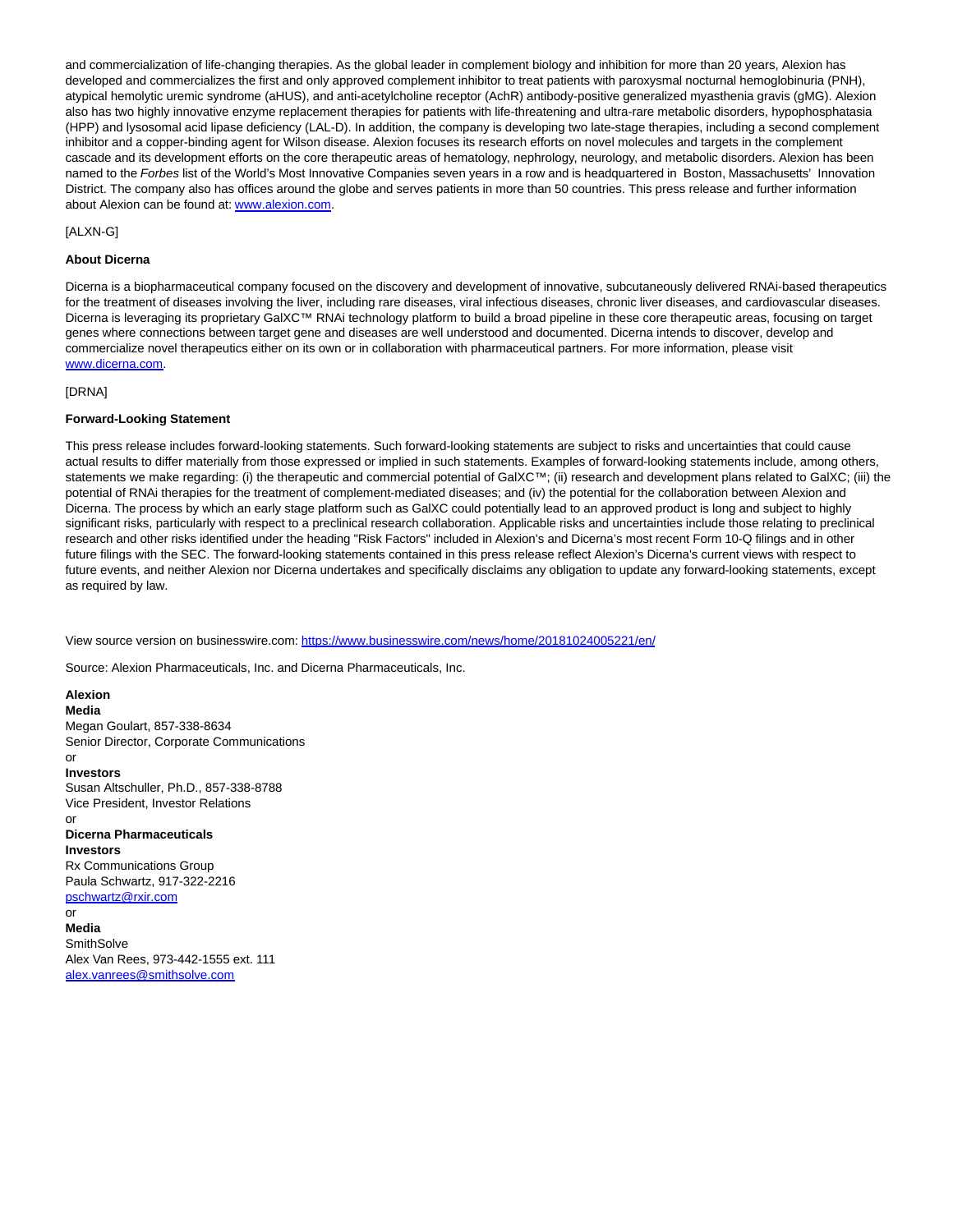and commercialization of life-changing therapies. As the global leader in complement biology and inhibition for more than 20 years, Alexion has developed and commercializes the first and only approved complement inhibitor to treat patients with paroxysmal nocturnal hemoglobinuria (PNH), atypical hemolytic uremic syndrome (aHUS), and anti-acetylcholine receptor (AchR) antibody-positive generalized myasthenia gravis (gMG). Alexion also has two highly innovative enzyme replacement therapies for patients with life-threatening and ultra-rare metabolic disorders, hypophosphatasia (HPP) and lysosomal acid lipase deficiency (LAL-D). In addition, the company is developing two late-stage therapies, including a second complement inhibitor and a copper-binding agent for Wilson disease. Alexion focuses its research efforts on novel molecules and targets in the complement cascade and its development efforts on the core therapeutic areas of hematology, nephrology, neurology, and metabolic disorders. Alexion has been named to the *Forbes* list of the World's Most Innovative Companies seven years in a row and is headquartered in Boston, Massachusetts' Innovation District. The company also has offices around the globe and serves patients in more than 50 countries. This press release and further information about Alexion can be found at: [www.alexion.com](www.alexion.com).

[ALXN-G]

**About Dicerna**

Dicerna is a biopharmaceutical company focused on the discovery and development of innovative, subcutaneously delivered RNAi-based therapeutics for the treatment of diseases involving the liver, including rare diseases, viral infectious diseases, chronic liver diseases, and cardiovascular diseases. Dicerna is leveraging its proprietary GalXC™ RNAi technology platform to build a broad pipeline in these core therapeutic areas, focusing on target genes where connections between target gene and diseases are well understood and documented. Dicerna intends to discover, develop and commercialize novel therapeutics either on its own or in collaboration with pharmaceutical partners. For more information, please visit [www.dicerna.com](www.dicerna.com).

[DRNA]

**Forward-Looking Statement**

This press release includes forward-looking statements. Such forward-looking statements are subject to risks and uncertainties that could cause actual results to differ materially from those expressed or implied in such statements. Examples of forward-looking statements include, among others, statements we make regarding: (i) the therapeutic and commercial potential of GalXC™; (ii) research and development plans related to GalXC; (iii) the potential of RNAi therapies for the treatment of complement-mediated diseases; and (iv) the potential for the collaboration between Alexion and Dicerna. The process by which an early stage platform such as GalXC could potentially lead to an approved product is long and subject to highly significant risks, particularly with respect to a preclinical research collaboration. Applicable risks and uncertainties include those relating to preclinical research and other risks identified under the heading "Risk Factors" included in Alexion's and Dicerna's most recent Form 10-Q filings and in other future filings with the SEC. The forward-looking statements contained in this press release reflect Alexion's Dicerna's current views with respect to future events, and neither Alexion nor Dicerna undertakes and specifically disclaims any obligation to update any forward-looking statements, except as required by law.

View source version on businesswire.com: [https://www.businesswire.com/news/home/20181024005221/en/](https://www.businesswire.com/news/home/20181024005221/en/)

Source: Alexion Pharmaceuticals, Inc. and Dicerna Pharmaceuticals, Inc.

**Alexion**
**Media**
Megan Goulart, 857-338-8634
Senior Director, Corporate Communications
or
**Investors**
Susan Altschuller, Ph.D., 857-338-8788
Vice President, Investor Relations
or
**Dicerna Pharmaceuticals**
**Investors**
Rx Communications Group
Paula Schwartz, 917-322-2216
[pschwartz@rxir.com](mailto:pschwartz@rxir.com)
or
**Media**
SmithSolve
Alex Van Rees, 973-442-1555 ext. 111
[alex.vanrees@smithsolve.com](mailto:alex.vanrees@smithsolve.com)